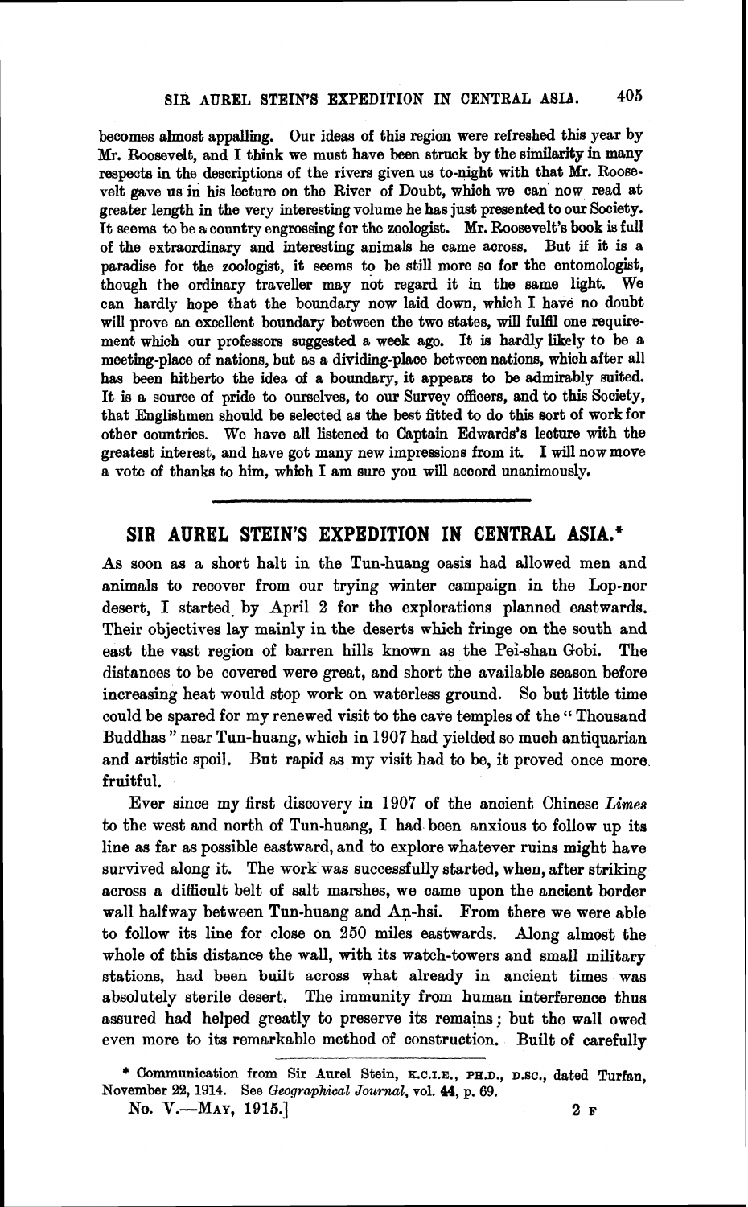becomes almost appalling. Our ideas of this region were refreshed this year by Mr. Roosevelt, and I think we must have been struck by the similarity in many respects in the descriptions of the rivers given us to-night with that Mr. Roosevelt gave us in his lecture on the River of Doubt, which we can now read at greater length in the very interesting volume he has just presented to our Society. It seems to be a country engrossing for the zoologist. Mr. Roosevelt's book is full of the extraordinary and interesting animals he came across. But if it is a paradise for the zoologist, it seems to be still more so for the entomologist, though the ordinary traveller may not regard it in the same light. We can hardly hope that the boundary now laid down, which I have no doubt will prove an excellent boundary between the two states, will fulfil one requirement which our professors suggested a week ago. It is hardly likely to be a meeting-place of nations, but as a dividing-place between nations, which after all has been hitherto the idea of a boundary, it appears to be admirably suited. It is a source of pride to ourselves, to our Survey officers, and to this Society, that Englishmen should be selected as the best fitted to do this sort of work for other countries. We have all listened to Captain Edwards's lecture with the greatest interest, and have got many new impressions from it. I will now move a vote of thanks to him, which I am sure you will accord unanimously.

---

## SIR AUREL STEIN'S EXPEDITION IN CENTRAL ASIA.*

As soon as a short halt in the Tun-huang oasis had allowed men and animals to recover from our trying winter campaign in the Lop-nor desert, I started by April 2 for the explorations planned eastwards. Their objectives lay mainly in the deserts which fringe on the south and east the vast region of barren hills known as the Pei-shan Gobi. The distances to be covered were great, and short the available season before increasing heat would stop work on waterless ground. So but little time could be spared for my renewed visit to the cave temples of the "Thousand Buddhas" near Tun-huang, which in 1907 had yielded so much antiquarian and artistic spoil. But rapid as my visit had to be, it proved once more fruitful.

Ever since my first discovery in 1907 of the ancient Chinese *Limes* to the west and north of Tun-huang, I had been anxious to follow up its line as far as possible eastward, and to explore whatever ruins might have survived along it. The work was successfully started, when, after striking across a difficult belt of salt marshes, we came upon the ancient border wall halfway between Tun-huang and An-hsi. From there we were able to follow its line for close on 250 miles eastwards. Along almost the whole of this distance the wall, with its watch-towers and small military stations, had been built across what already in ancient times was absolutely sterile desert. The immunity from human interference thus assured had helped greatly to preserve its remains; but the wall owed even more to its remarkable method of construction. Built of carefully

\* Communication from Sir Aurel Stein, K.C.I.E., PH.D., D.SC., dated Turfan, November 22, 1914. See *Geographical Journal*, vol. 44, p. 69.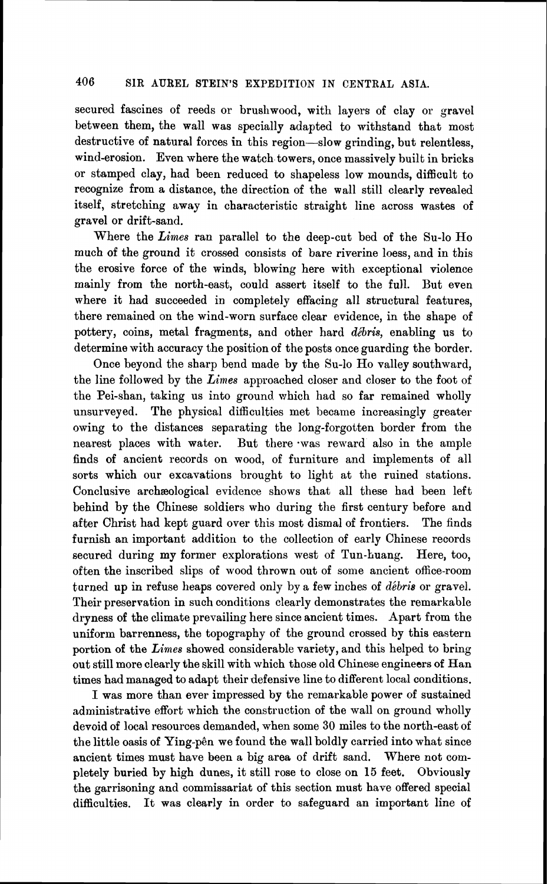secured fascines of reeds or brushwood, with layers of clay or gravel between them, the wall was specially adapted to withstand that most destructive of natural forces in this region—slow grinding, but relentless, wind-erosion. Even where the watch towers, once massively built in bricks or stamped clay, had been reduced to shapeless low mounds, difficult to recognize from a distance, the direction of the wall still clearly revealed itself, stretching away in characteristic straight line across wastes of gravel or drift-sand.

Where the *Limes* ran parallel to the deep-cut bed of the Su-lo Ho much of the ground it crossed consists of bare riverine loess, and in this the erosive force of the winds, blowing here with exceptional violence mainly from the north-east, could assert itself to the full. But even where it had succeeded in completely effacing all structural features, there remained on the wind-worn surface clear evidence, in the shape of pottery, coins, metal fragments, and other hard *débris*, enabling us to determine with accuracy the position of the posts once guarding the border.

Once beyond the sharp bend made by the Su-lo Ho valley southward, the line followed by the *Limes* approached closer and closer to the foot of the Pei-shan, taking us into ground which had so far remained wholly unsurveyed. The physical difficulties met became increasingly greater owing to the distances separating the long-forgotten border from the nearest places with water. But there was reward also in the ample finds of ancient records on wood, of furniture and implements of all sorts which our excavations brought to light at the ruined stations. Conclusive archæological evidence shows that all these had been left behind by the Chinese soldiers who during the first century before and after Christ had kept guard over this most dismal of frontiers. The finds furnish an important addition to the collection of early Chinese records secured during my former explorations west of Tun-huang. Here, too, often the inscribed slips of wood thrown out of some ancient office-room turned up in refuse heaps covered only by a few inches of *débris* or gravel. Their preservation in such conditions clearly demonstrates the remarkable dryness of the climate prevailing here since ancient times. Apart from the uniform barrenness, the topography of the ground crossed by this eastern portion of the *Limes* showed considerable variety, and this helped to bring out still more clearly the skill with which those old Chinese engineers of Han times had managed to adapt their defensive line to different local conditions.

I was more than ever impressed by the remarkable power of sustained administrative effort which the construction of the wall on ground wholly devoid of local resources demanded, when some 30 miles to the north-east of the little oasis of Ying-pên we found the wall boldly carried into what since ancient times must have been a big area of drift sand. Where not completely buried by high dunes, it still rose to close on 15 feet. Obviously the garrisoning and commissariat of this section must have offered special difficulties. It was clearly in order to safeguard an important line of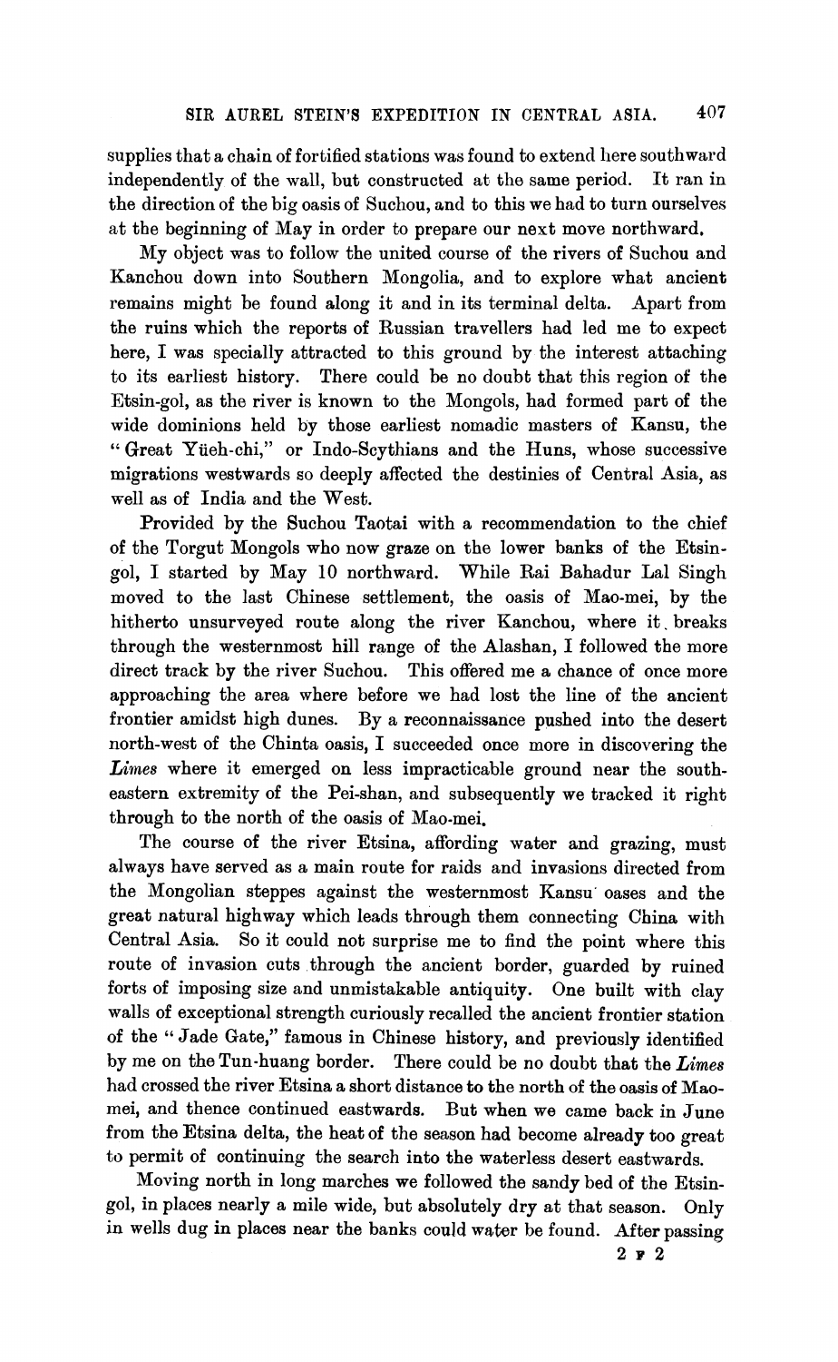supplies that a chain of fortified stations was found to extend here southward independently of the wall, but constructed at the same period. It ran in the direction of the big oasis of Suchou, and to this we had to turn ourselves at the beginning of May in order to prepare our next move northward.

My object was to follow the united course of the rivers of Suchou and Kanchou down into Southern Mongolia, and to explore what ancient remains might be found along it and in its terminal delta. Apart from the ruins which the reports of Russian travellers had led me to expect here, I was specially attracted to this ground by the interest attaching to its earliest history. There could be no doubt that this region of the Etsin-gol, as the river is known to the Mongols, had formed part of the wide dominions held by those earliest nomadic masters of Kansu, the "Great Yüeh-chi," or Indo-Scythians and the Huns, whose successive migrations westwards so deeply affected the destinies of Central Asia, as well as of India and the West.

Provided by the Suchou Taotai with a recommendation to the chief of the Torgut Mongols who now graze on the lower banks of the Etsin-gol, I started by May 10 northward. While Rai Bahadur Lal Singh moved to the last Chinese settlement, the oasis of Mao-mei, by the hitherto unsurveyed route along the river Kanchou, where it breaks through the westernmost hill range of the Alashan, I followed the more direct track by the river Suchou. This offered me a chance of once more approaching the area where before we had lost the line of the ancient frontier amidst high dunes. By a reconnaissance pushed into the desert north-west of the Chinta oasis, I succeeded once more in discovering the *Limes* where it emerged on less impracticable ground near the south-eastern extremity of the Pei-shan, and subsequently we tracked it right through to the north of the oasis of Mao-mei.

The course of the river Etsina, affording water and grazing, must always have served as a main route for raids and invasions directed from the Mongolian steppes against the westernmost Kansu oases and the great natural highway which leads through them connecting China with Central Asia. So it could not surprise me to find the point where this route of invasion cuts through the ancient border, guarded by ruined forts of imposing size and unmistakable antiquity. One built with clay walls of exceptional strength curiously recalled the ancient frontier station of the "Jade Gate," famous in Chinese history, and previously identified by me on the Tun-huang border. There could be no doubt that the *Limes* had crossed the river Etsina a short distance to the north of the oasis of Mao-mei, and thence continued eastwards. But when we came back in June from the Etsina delta, the heat of the season had become already too great to permit of continuing the search into the waterless desert eastwards.

Moving north in long marches we followed the sandy bed of the Etsin-gol, in places nearly a mile wide, but absolutely dry at that season. Only in wells dug in places near the banks could water be found. After passing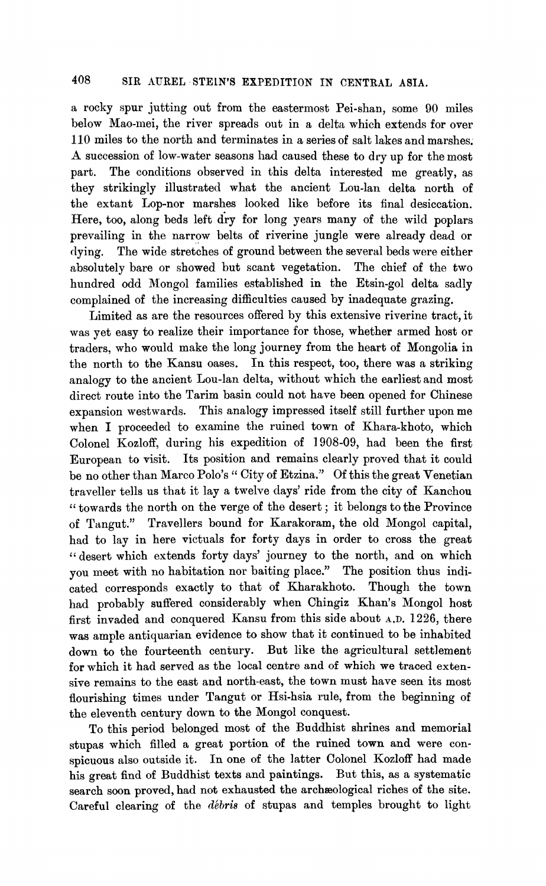a rocky spur jutting out from the eastermost Pei-shan, some 90 miles below Mao-mei, the river spreads out in a delta which extends for over 110 miles to the north and terminates in a series of salt lakes and marshes. A succession of low-water seasons had caused these to dry up for the most part. The conditions observed in this delta interested me greatly, as they strikingly illustrated what the ancient Lou-lan delta north of the extant Lop-nor marshes looked like before its final desiccation. Here, too, along beds left dry for long years many of the wild poplars prevailing in the narrow belts of riverine jungle were already dead or dying. The wide stretches of ground between the several beds were either absolutely bare or showed but scant vegetation. The chief of the two hundred odd Mongol families established in the Etsin-gol delta sadly complained of the increasing difficulties caused by inadequate grazing.

Limited as are the resources offered by this extensive riverine tract, it was yet easy to realize their importance for those, whether armed host or traders, who would make the long journey from the heart of Mongolia in the north to the Kansu oases. In this respect, too, there was a striking analogy to the ancient Lou-lan delta, without which the earliest and most direct route into the Tarim basin could not have been opened for Chinese expansion westwards. This analogy impressed itself still further upon me when I proceeded to examine the ruined town of Khara-khoto, which Colonel Kozloff, during his expedition of 1908-09, had been the first European to visit. Its position and remains clearly proved that it could be no other than Marco Polo's "City of Etzina." Of this the great Venetian traveller tells us that it lay a twelve days' ride from the city of Kanchou "towards the north on the verge of the desert; it belongs to the Province of Tangut." Travellers bound for Karakoram, the old Mongol capital, had to lay in here victuals for forty days in order to cross the great "desert which extends forty days' journey to the north, and on which you meet with no habitation nor baiting place." The position thus indicated corresponds exactly to that of Kharakhoto. Though the town had probably suffered considerably when Chingiz Khan's Mongol host first invaded and conquered Kansu from this side about A.D. 1226, there was ample antiquarian evidence to show that it continued to be inhabited down to the fourteenth century. But like the agricultural settlement for which it had served as the local centre and of which we traced extensive remains to the east and north-east, the town must have seen its most flourishing times under Tangut or Hsi-hsia rule, from the beginning of the eleventh century down to the Mongol conquest.

To this period belonged most of the Buddhist shrines and memorial stupas which filled a great portion of the ruined town and were conspicuous also outside it. In one of the latter Colonel Kozloff had made his great find of Buddhist texts and paintings. But this, as a systematic search soon proved, had not exhausted the archæological riches of the site. Careful clearing of the *débris* of stupas and temples brought to light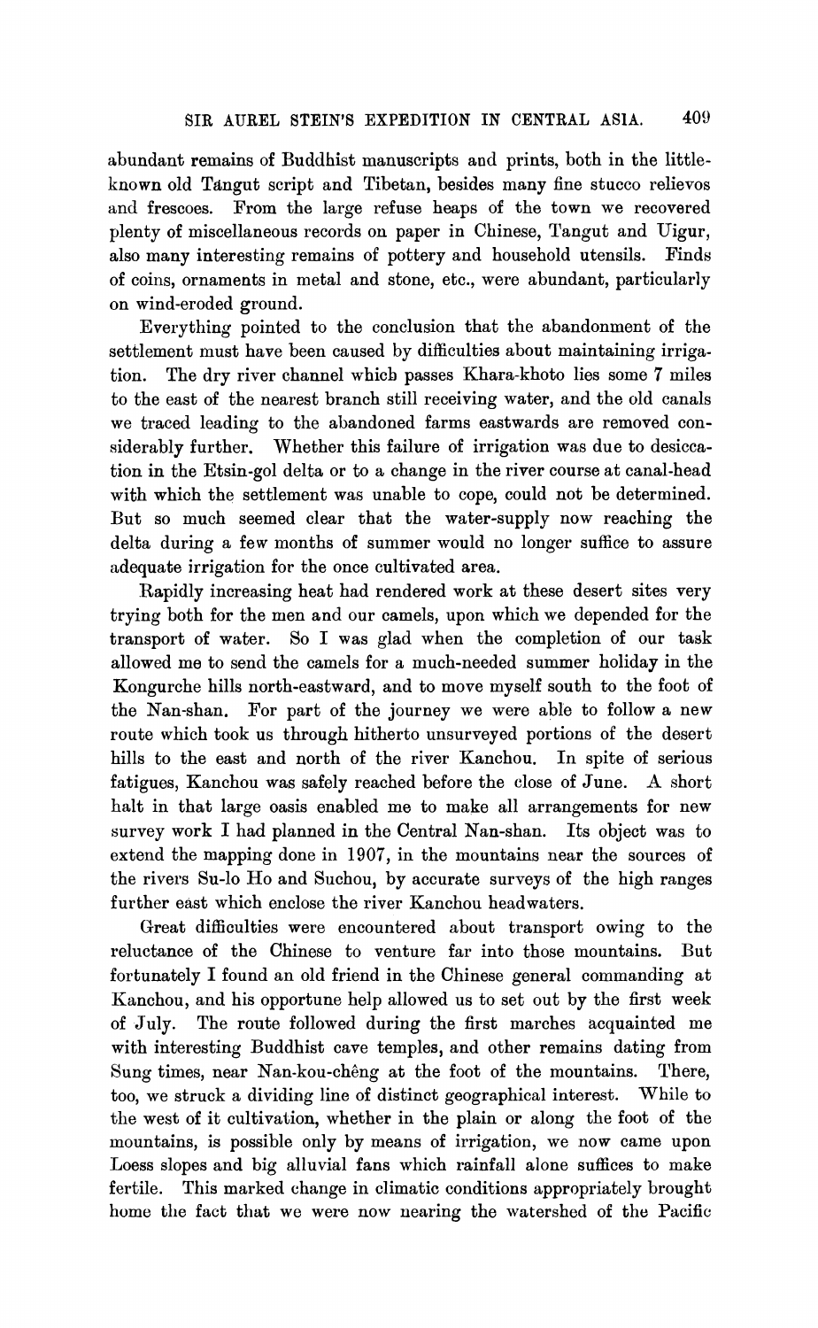abundant remains of Buddhist manuscripts and prints, both in the little-known old Tangut script and Tibetan, besides many fine stucco relievos and frescoes. From the large refuse heaps of the town we recovered plenty of miscellaneous records on paper in Chinese, Tangut and Uigur, also many interesting remains of pottery and household utensils. Finds of coins, ornaments in metal and stone, etc., were abundant, particularly on wind-eroded ground.

Everything pointed to the conclusion that the abandonment of the settlement must have been caused by difficulties about maintaining irrigation. The dry river channel which passes Khara-khoto lies some 7 miles to the east of the nearest branch still receiving water, and the old canals we traced leading to the abandoned farms eastwards are removed considerably further. Whether this failure of irrigation was due to desiccation in the Etsin-gol delta or to a change in the river course at canal-head with which the settlement was unable to cope, could not be determined. But so much seemed clear that the water-supply now reaching the delta during a few months of summer would no longer suffice to assure adequate irrigation for the once cultivated area.

Rapidly increasing heat had rendered work at these desert sites very trying both for the men and our camels, upon which we depended for the transport of water. So I was glad when the completion of our task allowed me to send the camels for a much-needed summer holiday in the Kongurche hills north-eastward, and to move myself south to the foot of the Nan-shan. For part of the journey we were able to follow a new route which took us through hitherto unsurveyed portions of the desert hills to the east and north of the river Kanchou. In spite of serious fatigues, Kanchou was safely reached before the close of June. A short halt in that large oasis enabled me to make all arrangements for new survey work I had planned in the Central Nan-shan. Its object was to extend the mapping done in 1907, in the mountains near the sources of the rivers Su-lo Ho and Suchou, by accurate surveys of the high ranges further east which enclose the river Kanchou headwaters.

Great difficulties were encountered about transport owing to the reluctance of the Chinese to venture far into those mountains. But fortunately I found an old friend in the Chinese general commanding at Kanchou, and his opportune help allowed us to set out by the first week of July. The route followed during the first marches acquainted me with interesting Buddhist cave temples, and other remains dating from Sung times, near Nan-kou-chêng at the foot of the mountains. There, too, we struck a dividing line of distinct geographical interest. While to the west of it cultivation, whether in the plain or along the foot of the mountains, is possible only by means of irrigation, we now came upon Loess slopes and big alluvial fans which rainfall alone suffices to make fertile. This marked change in climatic conditions appropriately brought home the fact that we were now nearing the watershed of the Pacific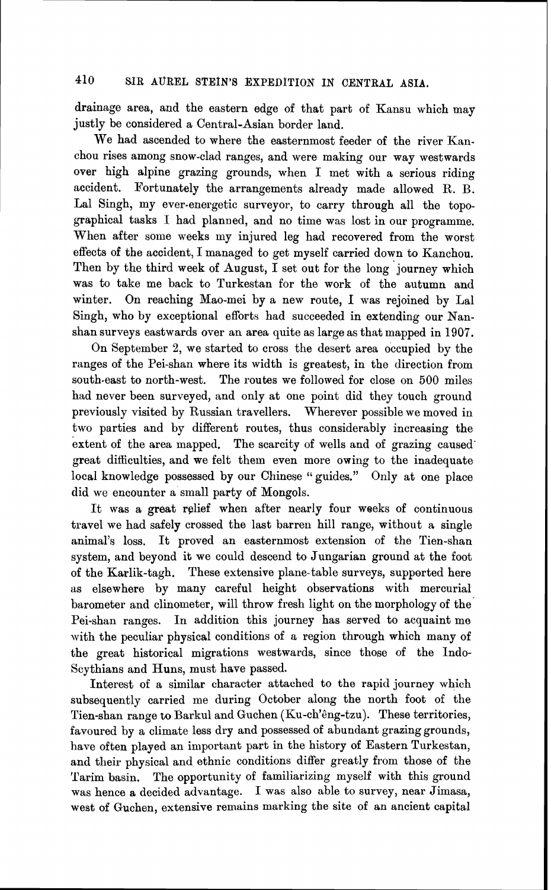drainage area, and the eastern edge of that part of Kansu which may justly be considered a Central-Asian border land.

We had ascended to where the easternmost feeder of the river Kan-chou rises among snow-clad ranges, and were making our way westwards over high alpine grazing grounds, when I met with a serious riding accident. Fortunately the arrangements already made allowed R. B. Lal Singh, my ever-energetic surveyor, to carry through all the topographical tasks I had planned, and no time was lost in our programme. When after some weeks my injured leg had recovered from the worst effects of the accident, I managed to get myself carried down to Kanchou. Then by the third week of August, I set out for the long journey which was to take me back to Turkestan for the work of the autumn and winter. On reaching Mao-mei by a new route, I was rejoined by Lal Singh, who by exceptional efforts had succeeded in extending our Nan-shan surveys eastwards over an area quite as large as that mapped in 1907.

On September 2, we started to cross the desert area occupied by the ranges of the Pei-shan where its width is greatest, in the direction from south-east to north-west. The routes we followed for close on 500 miles had never been surveyed, and only at one point did they touch ground previously visited by Russian travellers. Wherever possible we moved in two parties and by different routes, thus considerably increasing the extent of the area mapped. The scarcity of wells and of grazing caused great difficulties, and we felt them even more owing to the inadequate local knowledge possessed by our Chinese "guides." Only at one place did we encounter a small party of Mongols.

It was a great relief when after nearly four weeks of continuous travel we had safely crossed the last barren hill range, without a single animal's loss. It proved an easternmost extension of the Tien-shan system, and beyond it we could descend to Jungarian ground at the foot of the Karlik-tagh. These extensive plane-table surveys, supported here as elsewhere by many careful height observations with mercurial barometer and clinometer, will throw fresh light on the morphology of the Pei-shan ranges. In addition this journey has served to acquaint me with the peculiar physical conditions of a region through which many of the great historical migrations westwards, since those of the Indo-Scythians and Huns, must have passed.

Interest of a similar character attached to the rapid journey which subsequently carried me during October along the north foot of the Tien-shan range to Barkul and Guchen (Ku-ch'êng-tzu). These territories, favoured by a climate less dry and possessed of abundant grazing grounds, have often played an important part in the history of Eastern Turkestan, and their physical and ethnic conditions differ greatly from those of the Tarim basin. The opportunity of familiarizing myself with this ground was hence a decided advantage. I was also able to survey, near Jimasa, west of Guchen, extensive remains marking the site of an ancient capital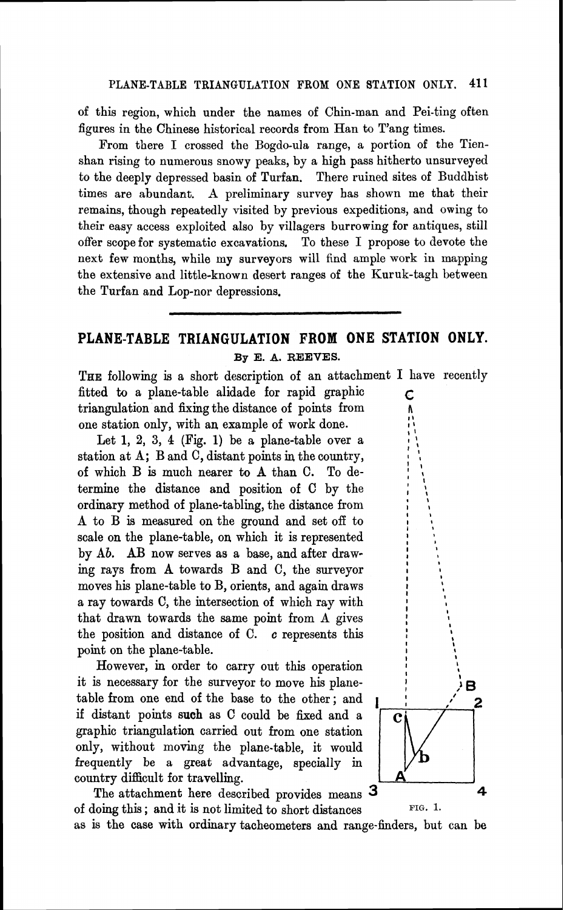of this region, which under the names of Chin-man and Pei-ting often figures in the Chinese historical records from Han to T'ang times.

From there I crossed the Bogdo-ula range, a portion of the Tien-shan rising to numerous snowy peaks, by a high pass hitherto unsurveyed to the deeply depressed basin of Turfan. There ruined sites of Buddhist times are abundant. A preliminary survey has shown me that their remains, though repeatedly visited by previous expeditions, and owing to their easy access exploited also by villagers burrowing for antiques, still offer scope for systematic excavations. To these I propose to devote the next few months, while my surveyors will find ample work in mapping the extensive and little-known desert ranges of the Kuruk-tagh between the Turfan and Lop-nor depressions.

---

## PLANE-TABLE TRIANGULATION FROM ONE STATION ONLY.

By E. A. REEVES.

THE following is a short description of an attachment I have recently fitted to a plane-table alidade for rapid graphic triangulation and fixing the distance of points from one station only, with an example of work done.

Let 1, 2, 3, 4 (Fig. 1) be a plane-table over a station at A; B and C, distant points in the country, of which B is much nearer to A than C. To determine the distance and position of C by the ordinary method of plane-tabling, the distance from A to B is measured on the ground and set off to scale on the plane-table, on which it is represented by A*b*. AB now serves as a base, and after drawing rays from A towards B and C, the surveyor moves his plane-table to B, orients, and again draws a ray towards C, the intersection of which ray with that drawn towards the same point from A gives the position and distance of C. *c* represents this point on the plane-table.

However, in order to carry out this operation it is necessary for the surveyor to move his plane-table from one end of the base to the other; and if distant points such as C could be fixed and a graphic triangulation carried out from one station only, without moving the plane-table, it would frequently be a great advantage, specially in country difficult for travelling.

C

B

1 2

c

b

A

3 4

FIG. 1.

The attachment here described provides means of doing this; and it is not limited to short distances as is the case with ordinary tacheometers and range-finders, but can be